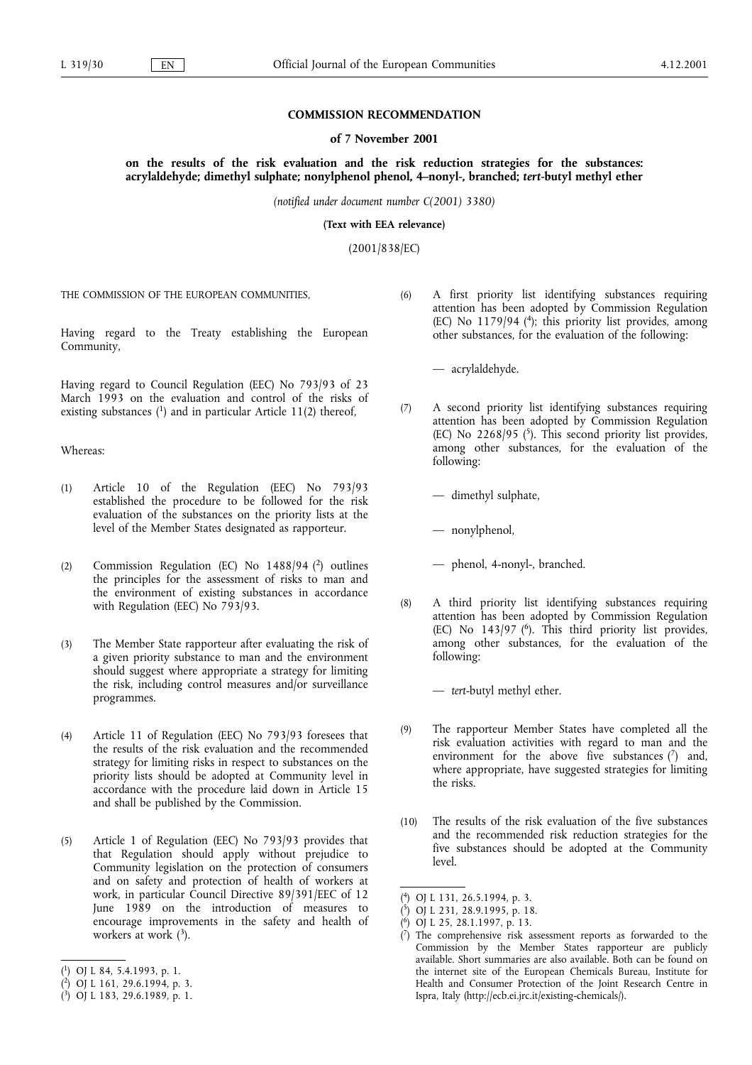**COMMISSION RECOMMENDATION**

**of 7 November 2001**

**on the results of the risk evaluation and the risk reduction strategies for the substances: acrylaldehyde; dimethyl sulphate; nonylphenol phenol, 4–nonyl-, branched; *tert*-butyl methyl ether**

*(notified under document number C(2001) 3380)*

**(Text with EEA relevance)**

(2001/838/EC)

THE COMMISSION OF THE EUROPEAN COMMUNITIES,

Having regard to the Treaty establishing the European Community,

Having regard to Council Regulation (EEC) No 793/93 of 23 March 1993 on the evaluation and control of the risks of existing substances [1] and in particular Article 11(2) thereof,

Whereas:

(1) Article 10 of the Regulation (EEC) No 793/93 established the procedure to be followed for the risk evaluation of the substances on the priority lists at the level of the Member States designated as rapporteur.

(2) Commission Regulation (EC) No 1488/94 [2] outlines the principles for the assessment of risks to man and the environment of existing substances in accordance with Regulation (EEC) No 793/93.

(3) The Member State rapporteur after evaluating the risk of a given priority substance to man and the environment should suggest where appropriate a strategy for limiting the risk, including control measures and/or surveillance programmes.

(4) Article 11 of Regulation (EEC) No 793/93 foresees that the results of the risk evaluation and the recommended strategy for limiting risks in respect to substances on the priority lists should be adopted at Community level in accordance with the procedure laid down in Article 15 and shall be published by the Commission.

(5) Article 1 of Regulation (EEC) No 793/93 provides that that Regulation should apply without prejudice to Community legislation on the protection of consumers and on safety and protection of health of workers at work, in particular Council Directive 89/391/EEC of 12 June 1989 on the introduction of measures to encourage improvements in the safety and health of workers at work [3].

(6) A first priority list identifying substances requiring attention has been adopted by Commission Regulation (EC) No 1179/94 [4]; this priority list provides, among other substances, for the evaluation of the following:

— acrylaldehyde.

(7) A second priority list identifying substances requiring attention has been adopted by Commission Regulation (EC) No 2268/95 [5]. This second priority list provides, among other substances, for the evaluation of the following:

— dimethyl sulphate,

— nonylphenol,

— phenol, 4-nonyl-, branched.

(8) A third priority list identifying substances requiring attention has been adopted by Commission Regulation (EC) No 143/97 [6]. This third priority list provides, among other substances, for the evaluation of the following:

— *tert*-butyl methyl ether.

(9) The rapporteur Member States have completed all the risk evaluation activities with regard to man and the environment for the above five substances [7] and, where appropriate, have suggested strategies for limiting the risks.

(10) The results of the risk evaluation of the five substances and the recommended risk reduction strategies for the five substances should be adopted at the Community level.

---

[1] OJ L 84, 5.4.1993, p. 1.

[2] OJ L 161, 29.6.1994, p. 3.

[3] OJ L 183, 29.6.1989, p. 1.

[4] OJ L 131, 26.5.1994, p. 3.

[5] OJ L 231, 28.9.1995, p. 18.

[6] OJ L 25, 28.1.1997, p. 13.

[7] The comprehensive risk assessment reports as forwarded to the Commission by the Member States rapporteur are publicly available. Short summaries are also available. Both can be found on the internet site of the European Chemicals Bureau, Institute for Health and Consumer Protection of the Joint Research Centre in Ispra, Italy (http://ecb.ei.jrc.it/existing-chemicals/).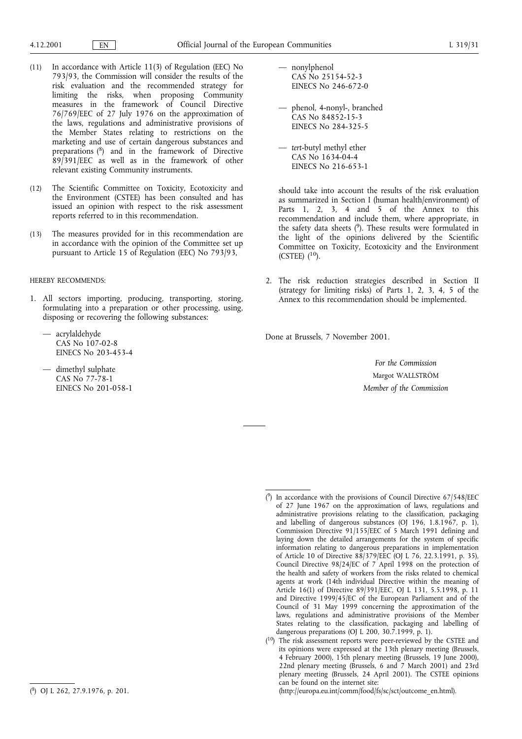(11) In accordance with Article 11(3) of Regulation (EEC) No 793/93, the Commission will consider the results of the risk evaluation and the recommended strategy for limiting the risks, when proposing Community measures in the framework of Council Directive 76/769/EEC of 27 July 1976 on the approximation of the laws, regulations and administrative provisions of the Member States relating to restrictions on the marketing and use of certain dangerous substances and preparations [8] and in the framework of Directive 89/391/EEC as well as in the framework of other relevant existing Community instruments.

(12) The Scientific Committee on Toxicity, Ecotoxicity and the Environment (CSTEE) has been consulted and has issued an opinion with respect to the risk assessment reports referred to in this recommendation.

(13) The measures provided for in this recommendation are in accordance with the opinion of the Committee set up pursuant to Article 15 of Regulation (EEC) No 793/93,

HEREBY RECOMMENDS:

1. All sectors importing, producing, transporting, storing, formulating into a preparation or other processing, using, disposing or recovering the following substances:

   — acrylaldehyde
   CAS No 107-02-8
   EINECS No 203-453-4

   — dimethyl sulphate
   CAS No 77-78-1
   EINECS No 201-058-1

   — nonylphenol
   CAS No 25154-52-3
   EINECS No 246-672-0

   — phenol, 4-nonyl-, branched
   CAS No 84852-15-3
   EINECS No 284-325-5

   — *tert*-butyl methyl ether
   CAS No 1634-04-4
   EINECS No 216-653-1

   should take into account the results of the risk evaluation as summarized in Section I (human health/environment) of Parts 1, 2, 3, 4 and 5 of the Annex to this recommendation and include them, where appropriate, in the safety data sheets [9]. These results were formulated in the light of the opinions delivered by the Scientific Committee on Toxicity, Ecotoxicity and the Environment (CSTEE) [10].

2. The risk reduction strategies described in Section II (strategy for limiting risks) of Parts 1, 2, 3, 4, 5 of the Annex to this recommendation should be implemented.

Done at Brussels, 7 November 2001.

*For the Commission*
Margot WALLSTRÖM
*Member of the Commission*

---

[8] OJ L 262, 27.9.1976, p. 201.

[9] In accordance with the provisions of Council Directive 67/548/EEC of 27 June 1967 on the approximation of laws, regulations and administrative provisions relating to the classification, packaging and labelling of dangerous substances (OJ 196, 1.8.1967, p. 1), Commission Directive 91/155/EEC of 5 March 1991 defining and laying down the detailed arrangements for the system of specific information relating to dangerous preparations in implementation of Article 10 of Directive 88/379/EEC (OJ L 76, 22.3.1991, p. 35), Council Directive 98/24/EC of 7 April 1998 on the protection of the health and safety of workers from the risks related to chemical agents at work (14th individual Directive within the meaning of Article 16(1) of Directive 89/391/EEC, OJ L 131, 5.5.1998, p. 11 and Directive 1999/45/EC of the European Parliament and of the Council of 31 May 1999 concerning the approximation of the laws, regulations and administrative provisions of the Member States relating to the classification, packaging and labelling of dangerous preparations (OJ L 200, 30.7.1999, p. 1).

[10] The risk assessment reports were peer-reviewed by the CSTEE and its opinions were expressed at the 13th plenary meeting (Brussels, 4 February 2000), 15th plenary meeting (Brussels, 19 June 2000), 22nd plenary meeting (Brussels, 6 and 7 March 2001) and 23rd plenary meeting (Brussels, 24 April 2001). The CSTEE opinions can be found on the internet site: (http://europa.eu.int/comm/food/fs/sc/sct/outcome_en.html).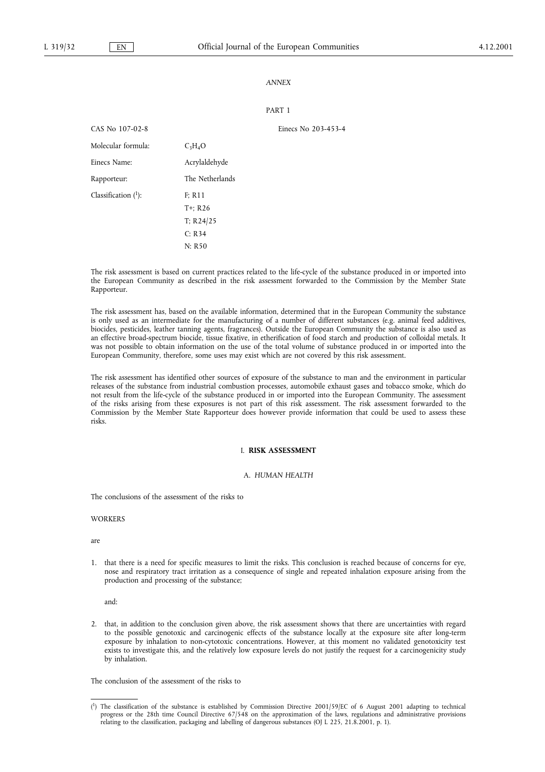*ANNEX*

PART 1

CAS No 107-02-8 Einecs No 203-453-4

Molecular formula: $C_3H_4O$

Einecs Name: Acrylaldehyde

Rapporteur: The Netherlands

Classification [1]: F; R11
T+; R26
T; R24/25
C: R34
N: R50

The risk assessment is based on current practices related to the life-cycle of the substance produced in or imported into the European Community as described in the risk assessment forwarded to the Commission by the Member State Rapporteur.

The risk assessment has, based on the available information, determined that in the European Community the substance is only used as an intermediate for the manufacturing of a number of different substances (e.g. animal feed additives, biocides, pesticides, leather tanning agents, fragrances). Outside the European Community the substance is also used as an effective broad-spectrum biocide, tissue fixative, in etherification of food starch and production of colloidal metals. It was not possible to obtain information on the use of the total volume of substance produced in or imported into the European Community, therefore, some uses may exist which are not covered by this risk assessment.

The risk assessment has identified other sources of exposure of the substance to man and the environment in particular releases of the substance from industrial combustion processes, automobile exhaust gases and tobacco smoke, which do not result from the life-cycle of the substance produced in or imported into the European Community. The assessment of the risks arising from these exposures is not part of this risk assessment. The risk assessment forwarded to the Commission by the Member State Rapporteur does however provide information that could be used to assess these risks.

## I. **RISK ASSESSMENT**

### A. *HUMAN HEALTH*

The conclusions of the assessment of the risks to

WORKERS

are

1. that there is a need for specific measures to limit the risks. This conclusion is reached because of concerns for eye, nose and respiratory tract irritation as a consequence of single and repeated inhalation exposure arising from the production and processing of the substance;

   and:

2. that, in addition to the conclusion given above, the risk assessment shows that there are uncertainties with regard to the possible genotoxic and carcinogenic effects of the substance locally at the exposure site after long-term exposure by inhalation to non-cytotoxic concentrations. However, at this moment no validated genotoxicity test exists to investigate this, and the relatively low exposure levels do not justify the request for a carcinogenicity study by inhalation.

The conclusion of the assessment of the risks to

---

[1] The classification of the substance is established by Commission Directive 2001/59/EC of 6 August 2001 adapting to technical progress or the 28th time Council Directive 67/548 on the approximation of the laws, regulations and administrative provisions relating to the classification, packaging and labelling of dangerous substances (OJ L 225, 21.8.2001, p. 1).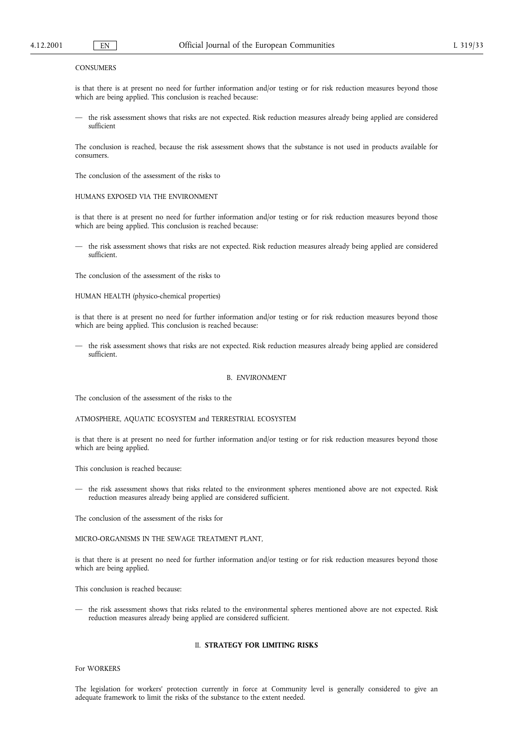CONSUMERS

is that there is at present no need for further information and/or testing or for risk reduction measures beyond those which are being applied. This conclusion is reached because:

— the risk assessment shows that risks are not expected. Risk reduction measures already being applied are considered sufficient

The conclusion is reached, because the risk assessment shows that the substance is not used in products available for consumers.

The conclusion of the assessment of the risks to

HUMANS EXPOSED VIA THE ENVIRONMENT

is that there is at present no need for further information and/or testing or for risk reduction measures beyond those which are being applied. This conclusion is reached because:

— the risk assessment shows that risks are not expected. Risk reduction measures already being applied are considered sufficient.

The conclusion of the assessment of the risks to

HUMAN HEALTH (physico-chemical properties)

is that there is at present no need for further information and/or testing or for risk reduction measures beyond those which are being applied. This conclusion is reached because:

— the risk assessment shows that risks are not expected. Risk reduction measures already being applied are considered sufficient.

### B. *ENVIRONMENT*

The conclusion of the assessment of the risks to the

ATMOSPHERE, AQUATIC ECOSYSTEM and TERRESTRIAL ECOSYSTEM

is that there is at present no need for further information and/or testing or for risk reduction measures beyond those which are being applied.

This conclusion is reached because:

— the risk assessment shows that risks related to the environment spheres mentioned above are not expected. Risk reduction measures already being applied are considered sufficient.

The conclusion of the assessment of the risks for

MICRO-ORGANISMS IN THE SEWAGE TREATMENT PLANT,

is that there is at present no need for further information and/or testing or for risk reduction measures beyond those which are being applied.

This conclusion is reached because:

— the risk assessment shows that risks related to the environmental spheres mentioned above are not expected. Risk reduction measures already being applied are considered sufficient.

## II. **STRATEGY FOR LIMITING RISKS**

For WORKERS

The legislation for workers' protection currently in force at Community level is generally considered to give an adequate framework to limit the risks of the substance to the extent needed.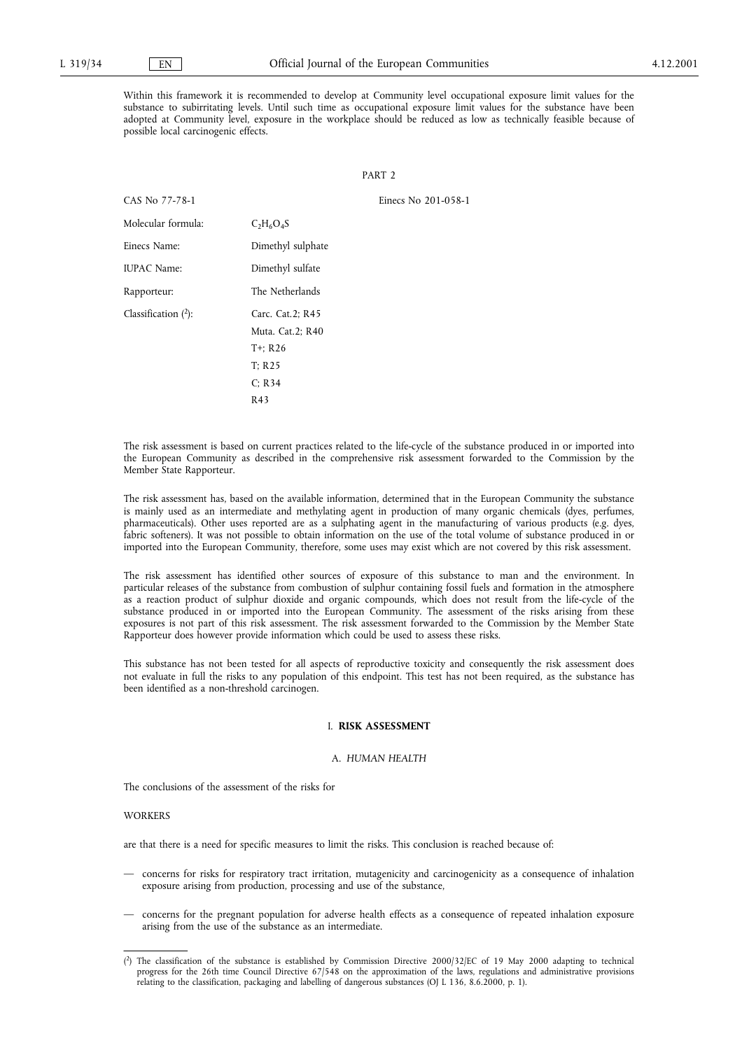Within this framework it is recommended to develop at Community level occupational exposure limit values for the substance to subirritating levels. Until such time as occupational exposure limit values for the substance have been adopted at Community level, exposure in the workplace should be reduced as low as technically feasible because of possible local carcinogenic effects.

PART 2

| | | |
|---|---|---|
| CAS No 77-78-1 | | Einecs No 201-058-1 |
| Molecular formula: | $C_2H_6O_4S$ | |
| Einecs Name: | Dimethyl sulphate | |
| IUPAC Name: | Dimethyl sulfate | |
| Rapporteur: | The Netherlands | |
| Classification ([2]): | Carc. Cat.2; R45<br>Muta. Cat.2; R40<br>T+; R26<br>T; R25<br>C; R34<br>R43 | |

The risk assessment is based on current practices related to the life-cycle of the substance produced in or imported into the European Community as described in the comprehensive risk assessment forwarded to the Commission by the Member State Rapporteur.

The risk assessment has, based on the available information, determined that in the European Community the substance is mainly used as an intermediate and methylating agent in production of many organic chemicals (dyes, perfumes, pharmaceuticals). Other uses reported are as a sulphating agent in the manufacturing of various products (e.g. dyes, fabric softeners). It was not possible to obtain information on the use of the total volume of substance produced in or imported into the European Community, therefore, some uses may exist which are not covered by this risk assessment.

The risk assessment has identified other sources of exposure of this substance to man and the environment. In particular releases of the substance from combustion of sulphur containing fossil fuels and formation in the atmosphere as a reaction product of sulphur dioxide and organic compounds, which does not result from the life-cycle of the substance produced in or imported into the European Community. The assessment of the risks arising from these exposures is not part of this risk assessment. The risk assessment forwarded to the Commission by the Member State Rapporteur does however provide information which could be used to assess these risks.

This substance has not been tested for all aspects of reproductive toxicity and consequently the risk assessment does not evaluate in full the risks to any population of this endpoint. This test has not been required, as the substance has been identified as a non-threshold carcinogen.

## I. **RISK ASSESSMENT**

### A. *HUMAN HEALTH*

The conclusions of the assessment of the risks for

WORKERS

are that there is a need for specific measures to limit the risks. This conclusion is reached because of:

- concerns for risks for respiratory tract irritation, mutagenicity and carcinogenicity as a consequence of inhalation exposure arising from production, processing and use of the substance,
- concerns for the pregnant population for adverse health effects as a consequence of repeated inhalation exposure arising from the use of the substance as an intermediate.

---

([2]) The classification of the substance is established by Commission Directive 2000/32/EC of 19 May 2000 adapting to technical progress for the 26th time Council Directive 67/548 on the approximation of the laws, regulations and administrative provisions relating to the classification, packaging and labelling of dangerous substances (OJ L 136, 8.6.2000, p. 1).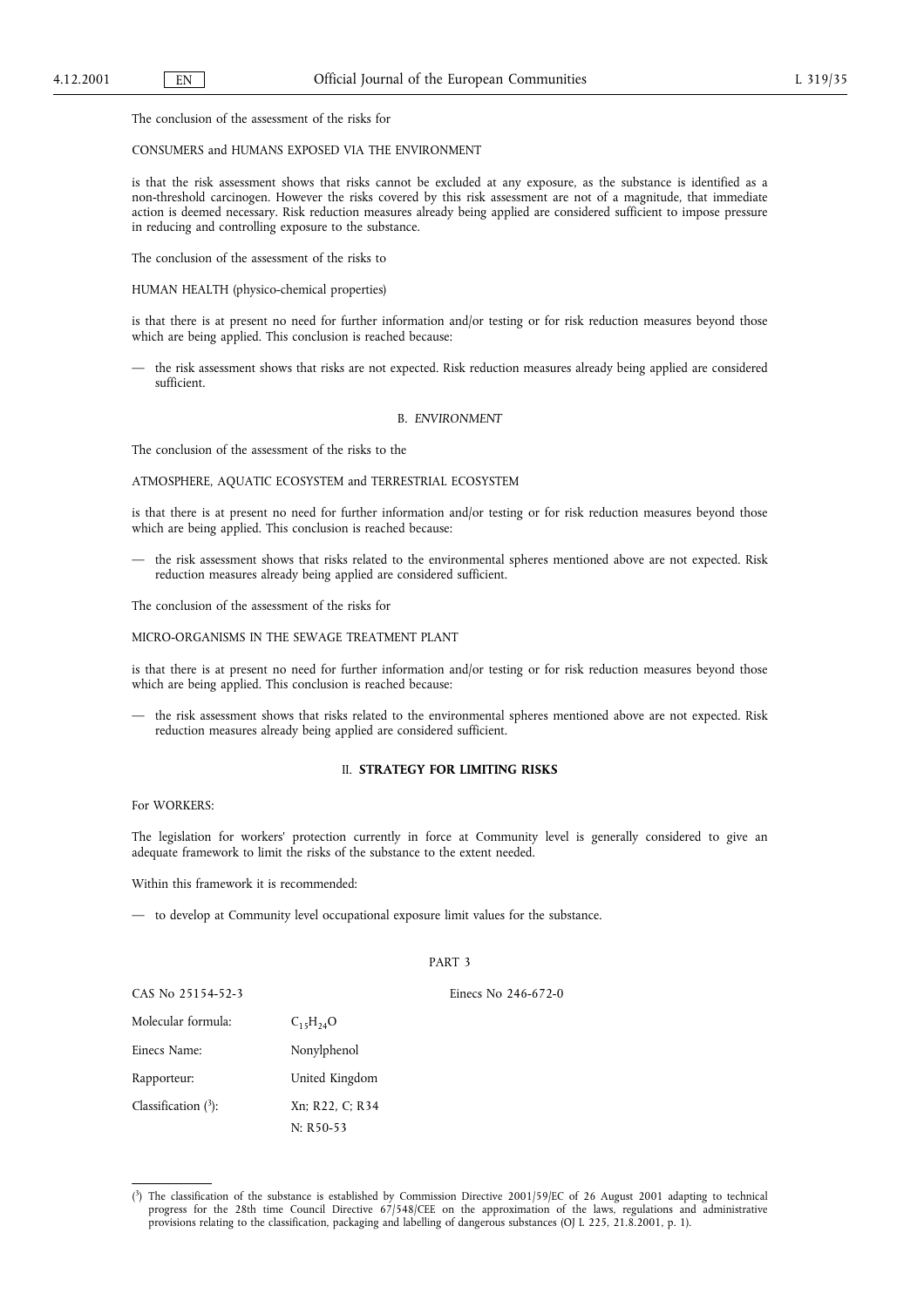The conclusion of the assessment of the risks for

CONSUMERS and HUMANS EXPOSED VIA THE ENVIRONMENT

is that the risk assessment shows that risks cannot be excluded at any exposure, as the substance is identified as a non-threshold carcinogen. However the risks covered by this risk assessment are not of a magnitude, that immediate action is deemed necessary. Risk reduction measures already being applied are considered sufficient to impose pressure in reducing and controlling exposure to the substance.

The conclusion of the assessment of the risks to

HUMAN HEALTH (physico-chemical properties)

is that there is at present no need for further information and/or testing or for risk reduction measures beyond those which are being applied. This conclusion is reached because:

— the risk assessment shows that risks are not expected. Risk reduction measures already being applied are considered sufficient.

### B. *ENVIRONMENT*

The conclusion of the assessment of the risks to the

ATMOSPHERE, AQUATIC ECOSYSTEM and TERRESTRIAL ECOSYSTEM

is that there is at present no need for further information and/or testing or for risk reduction measures beyond those which are being applied. This conclusion is reached because:

— the risk assessment shows that risks related to the environmental spheres mentioned above are not expected. Risk reduction measures already being applied are considered sufficient.

The conclusion of the assessment of the risks for

MICRO-ORGANISMS IN THE SEWAGE TREATMENT PLANT

is that there is at present no need for further information and/or testing or for risk reduction measures beyond those which are being applied. This conclusion is reached because:

— the risk assessment shows that risks related to the environmental spheres mentioned above are not expected. Risk reduction measures already being applied are considered sufficient.

## II. **STRATEGY FOR LIMITING RISKS**

For WORKERS:

The legislation for workers' protection currently in force at Community level is generally considered to give an adequate framework to limit the risks of the substance to the extent needed.

Within this framework it is recommended:

— to develop at Community level occupational exposure limit values for the substance.

## PART 3

| CAS No 25154-52-3 | | Einecs No 246-672-0 |
|---|---|---|
| Molecular formula: | $C_{15}H_{24}O$ | |
| Einecs Name: | Nonylphenol | |
| Rapporteur: | United Kingdom | |
| Classification [3]: | Xn; R22, C; R34<br>N: R50-53 | |

[3] The classification of the substance is established by Commission Directive 2001/59/EC of 26 August 2001 adapting to technical progress for the 28th time Council Directive 67/548/CEE on the approximation of the laws, regulations and administrative provisions relating to the classification, packaging and labelling of dangerous substances (OJ L 225, 21.8.2001, p. 1).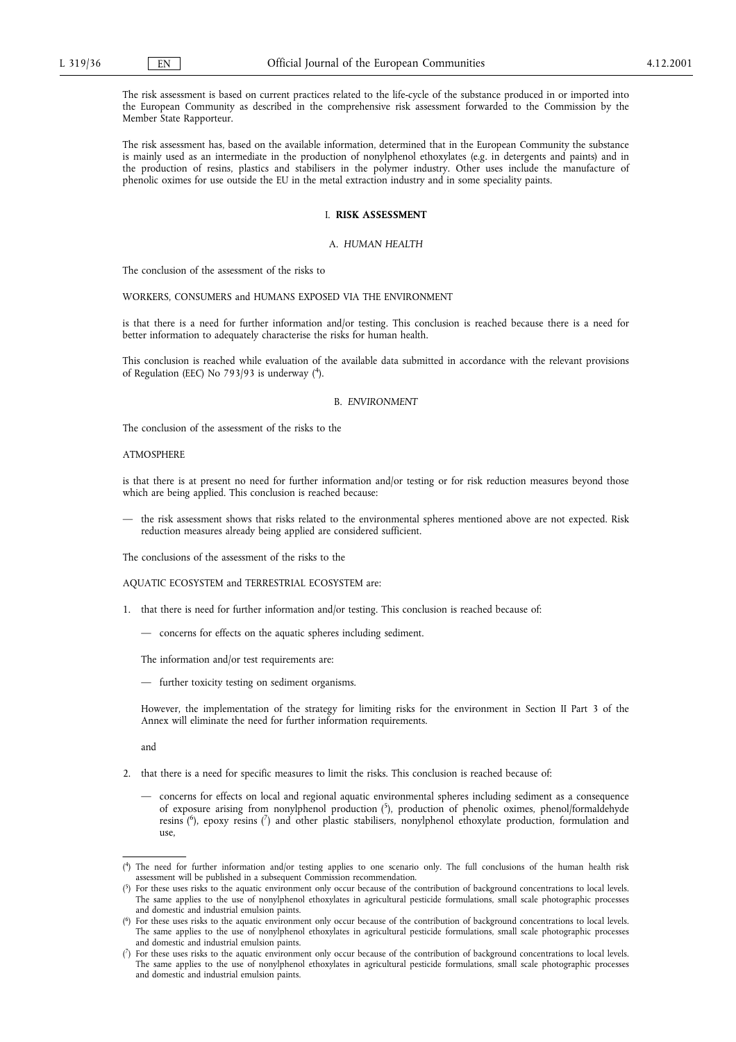The risk assessment is based on current practices related to the life-cycle of the substance produced in or imported into the European Community as described in the comprehensive risk assessment forwarded to the Commission by the Member State Rapporteur.

The risk assessment has, based on the available information, determined that in the European Community the substance is mainly used as an intermediate in the production of nonylphenol ethoxylates (e.g. in detergents and paints) and in the production of resins, plastics and stabilisers in the polymer industry. Other uses include the manufacture of phenolic oximes for use outside the EU in the metal extraction industry and in some speciality paints.

## I. **RISK ASSESSMENT**

### A. *HUMAN HEALTH*

The conclusion of the assessment of the risks to

WORKERS, CONSUMERS and HUMANS EXPOSED VIA THE ENVIRONMENT

is that there is a need for further information and/or testing. This conclusion is reached because there is a need for better information to adequately characterise the risks for human health.

This conclusion is reached while evaluation of the available data submitted in accordance with the relevant provisions of Regulation (EEC) No 793/93 is underway ([4]).

### B. *ENVIRONMENT*

The conclusion of the assessment of the risks to the

ATMOSPHERE

is that there is at present no need for further information and/or testing or for risk reduction measures beyond those which are being applied. This conclusion is reached because:

— the risk assessment shows that risks related to the environmental spheres mentioned above are not expected. Risk reduction measures already being applied are considered sufficient.

The conclusions of the assessment of the risks to the

AQUATIC ECOSYSTEM and TERRESTRIAL ECOSYSTEM are:

1. that there is need for further information and/or testing. This conclusion is reached because of:

   — concerns for effects on the aquatic spheres including sediment.

   The information and/or test requirements are:

   — further toxicity testing on sediment organisms.

   However, the implementation of the strategy for limiting risks for the environment in Section II Part 3 of the Annex will eliminate the need for further information requirements.

   and

2. that there is a need for specific measures to limit the risks. This conclusion is reached because of:

   — concerns for effects on local and regional aquatic environmental spheres including sediment as a consequence of exposure arising from nonylphenol production ([5]), production of phenolic oximes, phenol/formaldehyde resins ([6]), epoxy resins ([7]) and other plastic stabilisers, nonylphenol ethoxylate production, formulation and use,

---

([4]) The need for further information and/or testing applies to one scenario only. The full conclusions of the human health risk assessment will be published in a subsequent Commission recommendation.

([5]) For these uses risks to the aquatic environment only occur because of the contribution of background concentrations to local levels. The same applies to the use of nonylphenol ethoxylates in agricultural pesticide formulations, small scale photographic processes and domestic and industrial emulsion paints.

([6]) For these uses risks to the aquatic environment only occur because of the contribution of background concentrations to local levels. The same applies to the use of nonylphenol ethoxylates in agricultural pesticide formulations, small scale photographic processes and domestic and industrial emulsion paints.

([7]) For these uses risks to the aquatic environment only occur because of the contribution of background concentrations to local levels. The same applies to the use of nonylphenol ethoxylates in agricultural pesticide formulations, small scale photographic processes and domestic and industrial emulsion paints.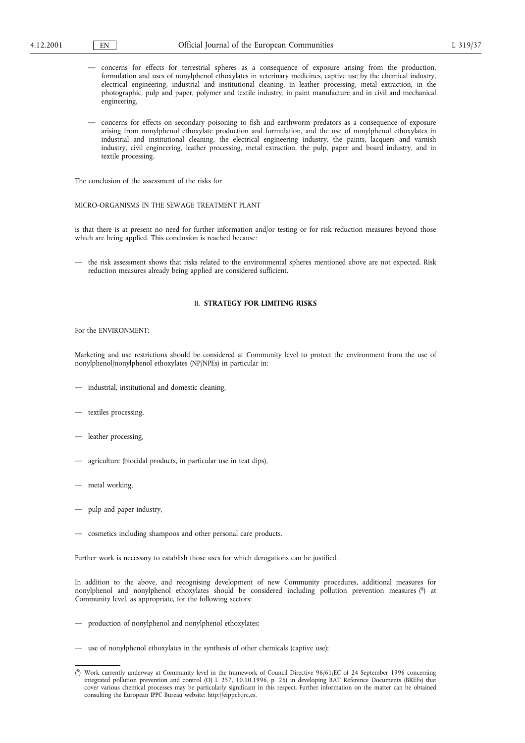— concerns for effects for terrestrial spheres as a consequence of exposure arising from the production, formulation and uses of nonylphenol ethoxylates in veterinary medicines, captive use by the chemical industry, electrical engineering, industrial and institutional cleaning, in leather processing, metal extraction, in the photographic, pulp and paper, polymer and textile industry, in paint manufacture and in civil and mechanical engineering,

— concerns for effects on secondary poisoning to fish and earthworm predators as a consequence of exposure arising from nonylphenol ethoxylate production and formulation, and the use of nonylphenol ethoxylates in industrial and institutional cleaning, the electrical engineering industry, the paints, lacquers and varnish industry, civil engineering, leather processing, metal extraction, the pulp, paper and board industry, and in textile processing.

The conclusion of the assessment of the risks for

MICRO-ORGANISMS IN THE SEWAGE TREATMENT PLANT

is that there is at present no need for further information and/or testing or for risk reduction measures beyond those which are being applied. This conclusion is reached because:

— the risk assessment shows that risks related to the environmental spheres mentioned above are not expected. Risk reduction measures already being applied are considered sufficient.

## II. **STRATEGY FOR LIMITING RISKS**

For the ENVIRONMENT:

Marketing and use restrictions should be considered at Community level to protect the environment from the use of nonylphenol/nonylphenol ethoxylates (NP/NPEs) in particular in:

— industrial, institutional and domestic cleaning,

— textiles processing,

— leather processing,

— agriculture (biocidal products, in particular use in teat dips),

— metal working,

— pulp and paper industry,

— cosmetics including shampoos and other personal care products.

Further work is necessary to establish those uses for which derogations can be justified.

In addition to the above, and recognising development of new Community procedures, additional measures for nonylphenol and nonylphenol ethoxylates should be considered including pollution prevention measures ([8]) at Community level, as appropriate, for the following sectors:

— production of nonylphenol and nonylphenol ethoxylates;

— use of nonylphenol ethoxylates in the synthesis of other chemicals (captive use);

([8]) Work currently underway at Community level in the framework of Council Directive 96/61/EC of 24 September 1996 concerning integrated pollution prevention and control (OJ L 257, 10.10.1996, p. 26) in developing BAT Reference Documents (BREFs) that cover various chemical processes may be particularly significant in this respect. Further information on the matter can be obtained consulting the European IPPC Bureau website: http://eippcb.jrc.es.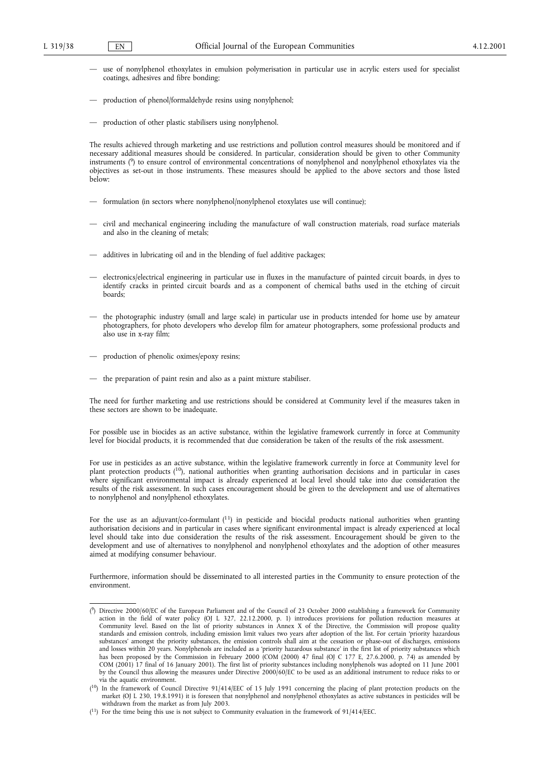- use of nonylphenol ethoxylates in emulsion polymerisation in particular use in acrylic esters used for specialist coatings, adhesives and fibre bonding;
- production of phenol/formaldehyde resins using nonylphenol;
- production of other plastic stabilisers using nonylphenol.

The results achieved through marketing and use restrictions and pollution control measures should be monitored and if necessary additional measures should be considered. In particular, consideration should be given to other Community instruments [9] to ensure control of environmental concentrations of nonylphenol and nonylphenol ethoxylates via the objectives as set-out in those instruments. These measures should be applied to the above sectors and those listed below:

- formulation (in sectors where nonylphenol/nonylphenol etoxylates use will continue);
- civil and mechanical engineering including the manufacture of wall construction materials, road surface materials and also in the cleaning of metals;
- additives in lubricating oil and in the blending of fuel additive packages;
- electronics/electrical engineering in particular use in fluxes in the manufacture of painted circuit boards, in dyes to identify cracks in printed circuit boards and as a component of chemical baths used in the etching of circuit boards;
- the photographic industry (small and large scale) in particular use in products intended for home use by amateur photographers, for photo developers who develop film for amateur photographers, some professional products and also use in x-ray film;
- production of phenolic oximes/epoxy resins;
- the preparation of paint resin and also as a paint mixture stabiliser.

The need for further marketing and use restrictions should be considered at Community level if the measures taken in these sectors are shown to be inadequate.

For possible use in biocides as an active substance, within the legislative framework currently in force at Community level for biocidal products, it is recommended that due consideration be taken of the results of the risk assessment.

For use in pesticides as an active substance, within the legislative framework currently in force at Community level for plant protection products [10], national authorities when granting authorisation decisions and in particular in cases where significant environmental impact is already experienced at local level should take into due consideration the results of the risk assessment. In such cases encouragement should be given to the development and use of alternatives to nonylphenol and nonylphenol ethoxylates.

For the use as an adjuvant/co-formulant [11] in pesticide and biocidal products national authorities when granting authorisation decisions and in particular in cases where significant environmental impact is already experienced at local level should take into due consideration the results of the risk assessment. Encouragement should be given to the development and use of alternatives to nonylphenol and nonylphenol ethoxylates and the adoption of other measures aimed at modifying consumer behaviour.

Furthermore, information should be disseminated to all interested parties in the Community to ensure protection of the environment.

---

[9] Directive 2000/60/EC of the European Parliament and of the Council of 23 October 2000 establishing a framework for Community action in the field of water policy (OJ L 327, 22.12.2000, p. 1) introduces provisions for pollution reduction measures at Community level. Based on the list of priority substances in Annex X of the Directive, the Commission will propose quality standards and emission controls, including emission limit values two years after adoption of the list. For certain 'priority hazardous substances' amongst the priority substances, the emission controls shall aim at the cessation or phase-out of discharges, emissions and losses within 20 years. Nonylphenols are included as a 'priority hazardous substance' in the first list of priority substances which has been proposed by the Commission in February 2000 (COM (2000) 47 final (OJ C 177 E, 27.6.2000, p. 74) as amended by COM (2001) 17 final of 16 January 2001). The first list of priority substances including nonylphenols was adopted on 11 June 2001 by the Council thus allowing the measures under Directive 2000/60/EC to be used as an additional instrument to reduce risks to or via the aquatic environment.

[10] In the framework of Council Directive 91/414/EEC of 15 July 1991 concerning the placing of plant protection products on the market (OJ L 230, 19.8.1991) it is foreseen that nonylphenol and nonylphenol ethoxylates as active substances in pesticides will be withdrawn from the market as from July 2003.

[11] For the time being this use is not subject to Community evaluation in the framework of 91/414/EEC.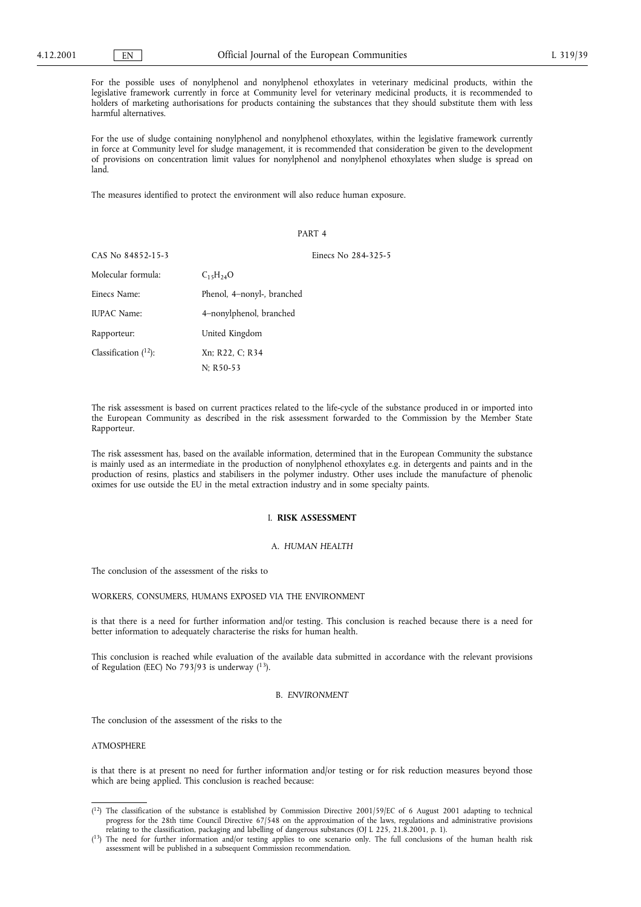For the possible uses of nonylphenol and nonylphenol ethoxylates in veterinary medicinal products, within the legislative framework currently in force at Community level for veterinary medicinal products, it is recommended to holders of marketing authorisations for products containing the substances that they should substitute them with less harmful alternatives.

For the use of sludge containing nonylphenol and nonylphenol ethoxylates, within the legislative framework currently in force at Community level for sludge management, it is recommended that consideration be given to the development of provisions on concentration limit values for nonylphenol and nonylphenol ethoxylates when sludge is spread on land.

The measures identified to protect the environment will also reduce human exposure.

PART 4

| | |
|---|---|
| CAS No 84852-15-3 | Einecs No 284-325-5 |
| Molecular formula: | $C_{15}H_{24}O$ |
| Einecs Name: | Phenol, 4–nonyl-, branched |
| IUPAC Name: | 4–nonylphenol, branched |
| Rapporteur: | United Kingdom |
| Classification [12]: | Xn; R22, C; R34<br>N; R50-53 |

The risk assessment is based on current practices related to the life-cycle of the substance produced in or imported into the European Community as described in the risk assessment forwarded to the Commission by the Member State Rapporteur.

The risk assessment has, based on the available information, determined that in the European Community the substance is mainly used as an intermediate in the production of nonylphenol ethoxylates e.g. in detergents and paints and in the production of resins, plastics and stabilisers in the polymer industry. Other uses include the manufacture of phenolic oximes for use outside the EU in the metal extraction industry and in some specialty paints.

## I. RISK ASSESSMENT

### A. *HUMAN HEALTH*

The conclusion of the assessment of the risks to

WORKERS, CONSUMERS, HUMANS EXPOSED VIA THE ENVIRONMENT

is that there is a need for further information and/or testing. This conclusion is reached because there is a need for better information to adequately characterise the risks for human health.

This conclusion is reached while evaluation of the available data submitted in accordance with the relevant provisions of Regulation (EEC) No 793/93 is underway [13].

### B. *ENVIRONMENT*

The conclusion of the assessment of the risks to the

ATMOSPHERE

is that there is at present no need for further information and/or testing or for risk reduction measures beyond those which are being applied. This conclusion is reached because:

---

[12] The classification of the substance is established by Commission Directive 2001/59/EC of 6 August 2001 adapting to technical progress for the 28th time Council Directive 67/548 on the approximation of the laws, regulations and administrative provisions relating to the classification, packaging and labelling of dangerous substances (OJ L 225, 21.8.2001, p. 1).

[13] The need for further information and/or testing applies to one scenario only. The full conclusions of the human health risk assessment will be published in a subsequent Commission recommendation.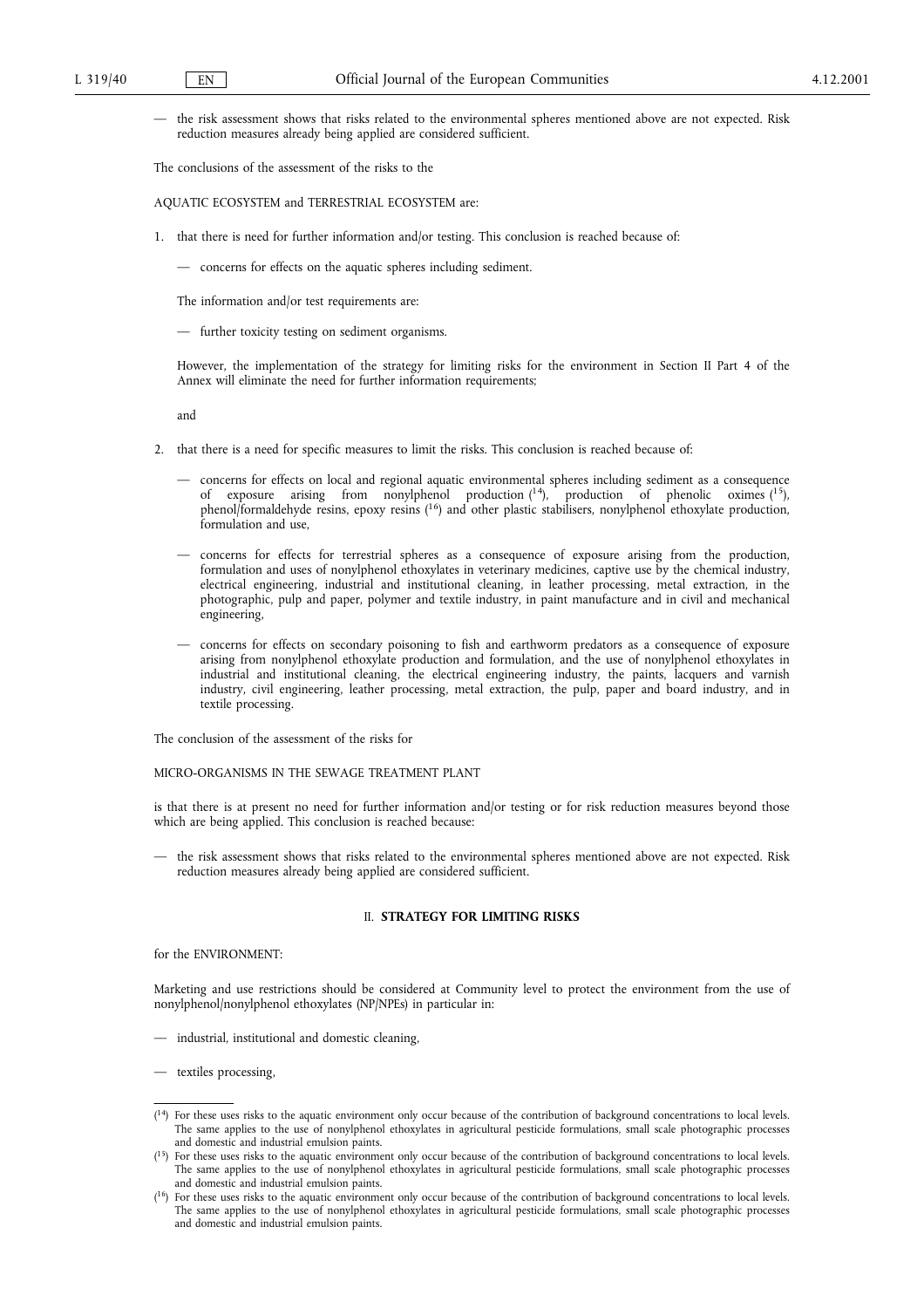— the risk assessment shows that risks related to the environmental spheres mentioned above are not expected. Risk reduction measures already being applied are considered sufficient.

The conclusions of the assessment of the risks to the

AQUATIC ECOSYSTEM and TERRESTRIAL ECOSYSTEM are:

1. that there is need for further information and/or testing. This conclusion is reached because of:

   — concerns for effects on the aquatic spheres including sediment.

   The information and/or test requirements are:

   — further toxicity testing on sediment organisms.

   However, the implementation of the strategy for limiting risks for the environment in Section II Part 4 of the Annex will eliminate the need for further information requirements;

   and

2. that there is a need for specific measures to limit the risks. This conclusion is reached because of:

   — concerns for effects on local and regional aquatic environmental spheres including sediment as a consequence of exposure arising from nonylphenol production [14], production of phenolic oximes [15], phenol/formaldehyde resins, epoxy resins [16] and other plastic stabilisers, nonylphenol ethoxylate production, formulation and use,

   — concerns for effects for terrestrial spheres as a consequence of exposure arising from the production, formulation and uses of nonylphenol ethoxylates in veterinary medicines, captive use by the chemical industry, electrical engineering, industrial and institutional cleaning, in leather processing, metal extraction, in the photographic, pulp and paper, polymer and textile industry, in paint manufacture and in civil and mechanical engineering,

   — concerns for effects on secondary poisoning to fish and earthworm predators as a consequence of exposure arising from nonylphenol ethoxylate production and formulation, and the use of nonylphenol ethoxylates in industrial and institutional cleaning, the electrical engineering industry, the paints, lacquers and varnish industry, civil engineering, leather processing, metal extraction, the pulp, paper and board industry, and in textile processing.

The conclusion of the assessment of the risks for

MICRO-ORGANISMS IN THE SEWAGE TREATMENT PLANT

is that there is at present no need for further information and/or testing or for risk reduction measures beyond those which are being applied. This conclusion is reached because:

— the risk assessment shows that risks related to the environmental spheres mentioned above are not expected. Risk reduction measures already being applied are considered sufficient.

## II. **STRATEGY FOR LIMITING RISKS**

for the ENVIRONMENT:

Marketing and use restrictions should be considered at Community level to protect the environment from the use of nonylphenol/nonylphenol ethoxylates (NP/NPEs) in particular in:

— industrial, institutional and domestic cleaning,

— textiles processing,

---

[14] For these uses risks to the aquatic environment only occur because of the contribution of background concentrations to local levels. The same applies to the use of nonylphenol ethoxylates in agricultural pesticide formulations, small scale photographic processes and domestic and industrial emulsion paints.

[15] For these uses risks to the aquatic environment only occur because of the contribution of background concentrations to local levels. The same applies to the use of nonylphenol ethoxylates in agricultural pesticide formulations, small scale photographic processes and domestic and industrial emulsion paints.

[16] For these uses risks to the aquatic environment only occur because of the contribution of background concentrations to local levels. The same applies to the use of nonylphenol ethoxylates in agricultural pesticide formulations, small scale photographic processes and domestic and industrial emulsion paints.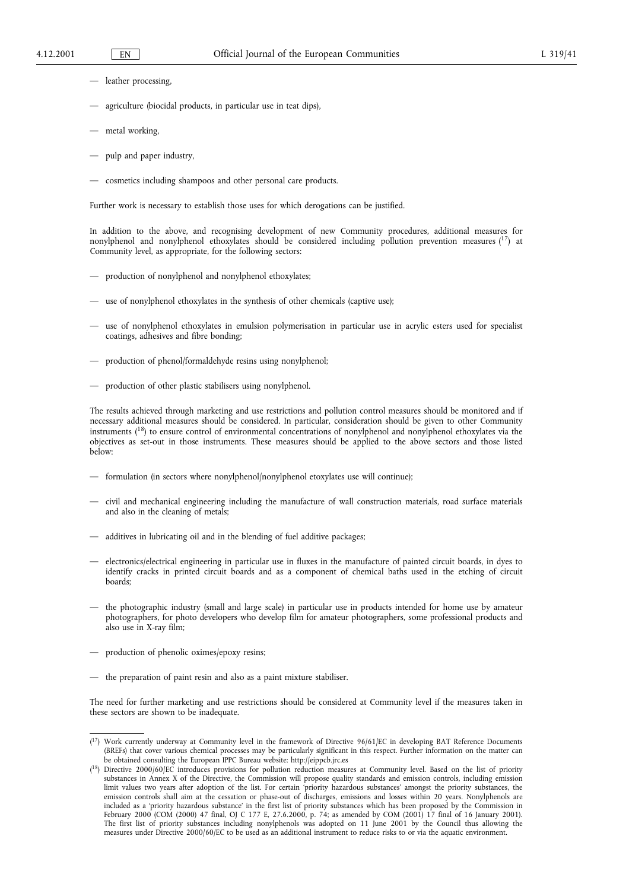— leather processing,

— agriculture (biocidal products, in particular use in teat dips),

— metal working,

— pulp and paper industry,

— cosmetics including shampoos and other personal care products.

Further work is necessary to establish those uses for which derogations can be justified.

In addition to the above, and recognising development of new Community procedures, additional measures for nonylphenol and nonylphenol ethoxylates should be considered including pollution prevention measures [17] at Community level, as appropriate, for the following sectors:

— production of nonylphenol and nonylphenol ethoxylates;

— use of nonylphenol ethoxylates in the synthesis of other chemicals (captive use);

— use of nonylphenol ethoxylates in emulsion polymerisation in particular use in acrylic esters used for specialist coatings, adhesives and fibre bonding;

— production of phenol/formaldehyde resins using nonylphenol;

— production of other plastic stabilisers using nonylphenol.

The results achieved through marketing and use restrictions and pollution control measures should be monitored and if necessary additional measures should be considered. In particular, consideration should be given to other Community instruments [18] to ensure control of environmental concentrations of nonylphenol and nonylphenol ethoxylates via the objectives as set-out in those instruments. These measures should be applied to the above sectors and those listed below:

— formulation (in sectors where nonylphenol/nonylphenol etoxylates use will continue);

— civil and mechanical engineering including the manufacture of wall construction materials, road surface materials and also in the cleaning of metals;

— additives in lubricating oil and in the blending of fuel additive packages;

— electronics/electrical engineering in particular use in fluxes in the manufacture of painted circuit boards, in dyes to identify cracks in printed circuit boards and as a component of chemical baths used in the etching of circuit boards;

— the photographic industry (small and large scale) in particular use in products intended for home use by amateur photographers, for photo developers who develop film for amateur photographers, some professional products and also use in X-ray film;

— production of phenolic oximes/epoxy resins;

— the preparation of paint resin and also as a paint mixture stabiliser.

The need for further marketing and use restrictions should be considered at Community level if the measures taken in these sectors are shown to be inadequate.

---

[17] Work currently underway at Community level in the framework of Directive 96/61/EC in developing BAT Reference Documents (BREFs) that cover various chemical processes may be particularly significant in this respect. Further information on the matter can be obtained consulting the European IPPC Bureau website: http://eippcb.jrc.es

[18] Directive 2000/60/EC introduces provisions for pollution reduction measures at Community level. Based on the list of priority substances in Annex X of the Directive, the Commission will propose quality standards and emission controls, including emission limit values two years after adoption of the list. For certain 'priority hazardous substances' amongst the priority substances, the emission controls shall aim at the cessation or phase-out of discharges, emissions and losses within 20 years. Nonylphenols are included as a 'priority hazardous substance' in the first list of priority substances which has been proposed by the Commission in February 2000 (COM (2000) 47 final, OJ C 177 E, 27.6.2000, p. 74; as amended by COM (2001) 17 final of 16 January 2001). The first list of priority substances including nonylphenols was adopted on 11 June 2001 by the Council thus allowing the measures under Directive 2000/60/EC to be used as an additional instrument to reduce risks to or via the aquatic environment.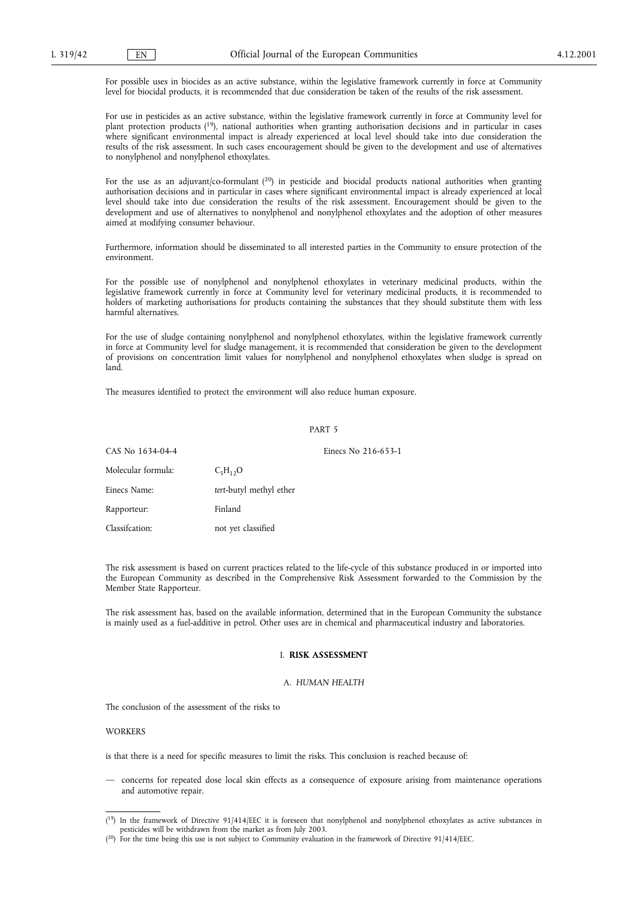For possible uses in biocides as an active substance, within the legislative framework currently in force at Community level for biocidal products, it is recommended that due consideration be taken of the results of the risk assessment.

For use in pesticides as an active substance, within the legislative framework currently in force at Community level for plant protection products ([19]), national authorities when granting authorisation decisions and in particular in cases where significant environmental impact is already experienced at local level should take into due consideration the results of the risk assessment. In such cases encouragement should be given to the development and use of alternatives to nonylphenol and nonylphenol ethoxylates.

For the use as an adjuvant/co-formulant ([20]) in pesticide and biocidal products national authorities when granting authorisation decisions and in particular in cases where significant environmental impact is already experienced at local level should take into due consideration the results of the risk assessment. Encouragement should be given to the development and use of alternatives to nonylphenol and nonylphenol ethoxylates and the adoption of other measures aimed at modifying consumer behaviour.

Furthermore, information should be disseminated to all interested parties in the Community to ensure protection of the environment.

For the possible use of nonylphenol and nonylphenol ethoxylates in veterinary medicinal products, within the legislative framework currently in force at Community level for veterinary medicinal products, it is recommended to holders of marketing authorisations for products containing the substances that they should substitute them with less harmful alternatives.

For the use of sludge containing nonylphenol and nonylphenol ethoxylates, within the legislative framework currently in force at Community level for sludge management, it is recommended that consideration be given to the development of provisions on concentration limit values for nonylphenol and nonylphenol ethoxylates when sludge is spread on land.

The measures identified to protect the environment will also reduce human exposure.

PART 5

CAS No 1634-04-4 Einecs No 216-653-1

Molecular formula: $C_5H_{12}O$

Einecs Name: *tert*-butyl methyl ether

Rapporteur: Finland

Classifcation: not yet classified

The risk assessment is based on current practices related to the life-cycle of this substance produced in or imported into the European Community as described in the Comprehensive Risk Assessment forwarded to the Commission by the Member State Rapporteur.

The risk assessment has, based on the available information, determined that in the European Community the substance is mainly used as a fuel-additive in petrol. Other uses are in chemical and pharmaceutical industry and laboratories.

## I. RISK ASSESSMENT

### A. *HUMAN HEALTH*

The conclusion of the assessment of the risks to

WORKERS

is that there is a need for specific measures to limit the risks. This conclusion is reached because of:

— concerns for repeated dose local skin effects as a consequence of exposure arising from maintenance operations and automotive repair.

---

([19]) In the framework of Directive 91/414/EEC it is foreseen that nonylphenol and nonylphenol ethoxylates as active substances in pesticides will be withdrawn from the market as from July 2003.

([20]) For the time being this use is not subject to Community evaluation in the framework of Directive 91/414/EEC.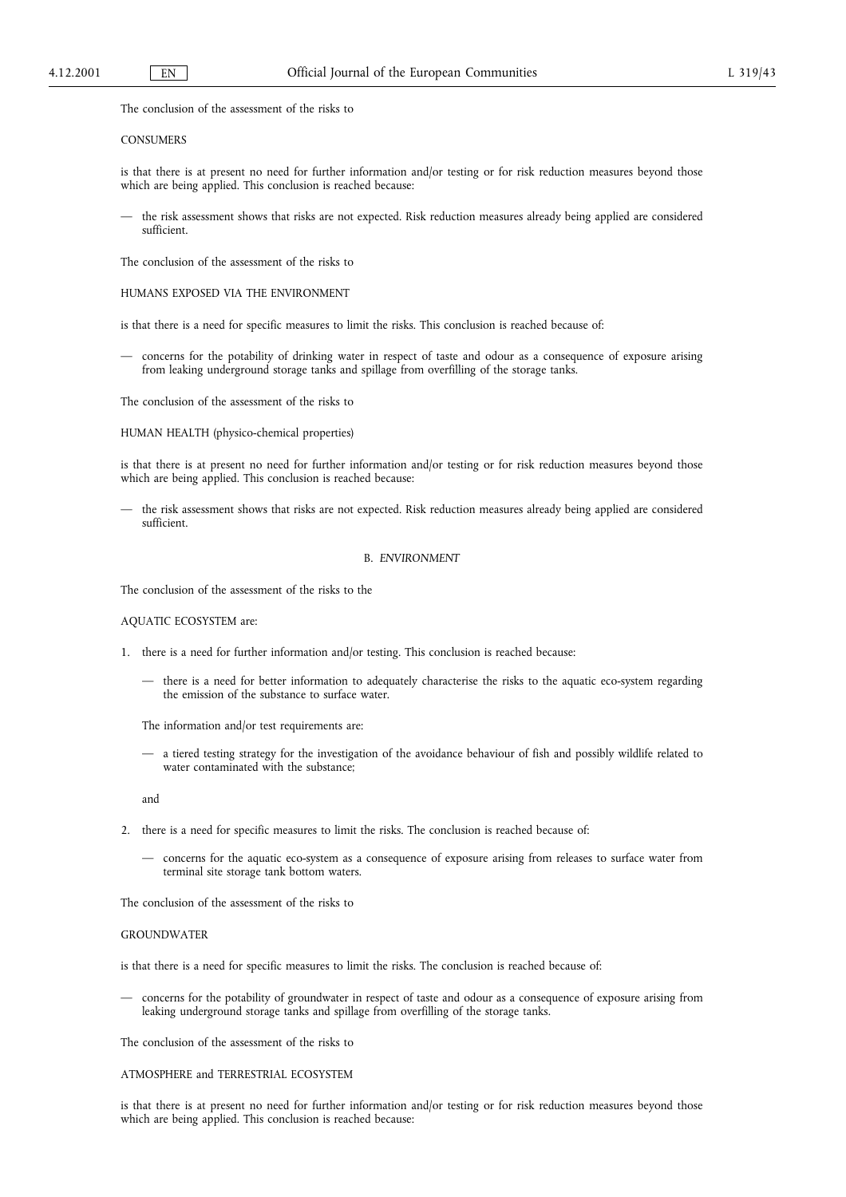The conclusion of the assessment of the risks to

CONSUMERS

is that there is at present no need for further information and/or testing or for risk reduction measures beyond those which are being applied. This conclusion is reached because:

— the risk assessment shows that risks are not expected. Risk reduction measures already being applied are considered sufficient.

The conclusion of the assessment of the risks to

HUMANS EXPOSED VIA THE ENVIRONMENT

is that there is a need for specific measures to limit the risks. This conclusion is reached because of:

— concerns for the potability of drinking water in respect of taste and odour as a consequence of exposure arising from leaking underground storage tanks and spillage from overfilling of the storage tanks.

The conclusion of the assessment of the risks to

HUMAN HEALTH (physico-chemical properties)

is that there is at present no need for further information and/or testing or for risk reduction measures beyond those which are being applied. This conclusion is reached because:

— the risk assessment shows that risks are not expected. Risk reduction measures already being applied are considered sufficient.

## B. *ENVIRONMENT*

The conclusion of the assessment of the risks to the

AQUATIC ECOSYSTEM are:

1. there is a need for further information and/or testing. This conclusion is reached because:

   — there is a need for better information to adequately characterise the risks to the aquatic eco-system regarding the emission of the substance to surface water.

   The information and/or test requirements are:

   — a tiered testing strategy for the investigation of the avoidance behaviour of fish and possibly wildlife related to water contaminated with the substance;

   and

2. there is a need for specific measures to limit the risks. The conclusion is reached because of:

   — concerns for the aquatic eco-system as a consequence of exposure arising from releases to surface water from terminal site storage tank bottom waters.

The conclusion of the assessment of the risks to

GROUNDWATER

is that there is a need for specific measures to limit the risks. The conclusion is reached because of:

— concerns for the potability of groundwater in respect of taste and odour as a consequence of exposure arising from leaking underground storage tanks and spillage from overfilling of the storage tanks.

The conclusion of the assessment of the risks to

ATMOSPHERE and TERRESTRIAL ECOSYSTEM

is that there is at present no need for further information and/or testing or for risk reduction measures beyond those which are being applied. This conclusion is reached because: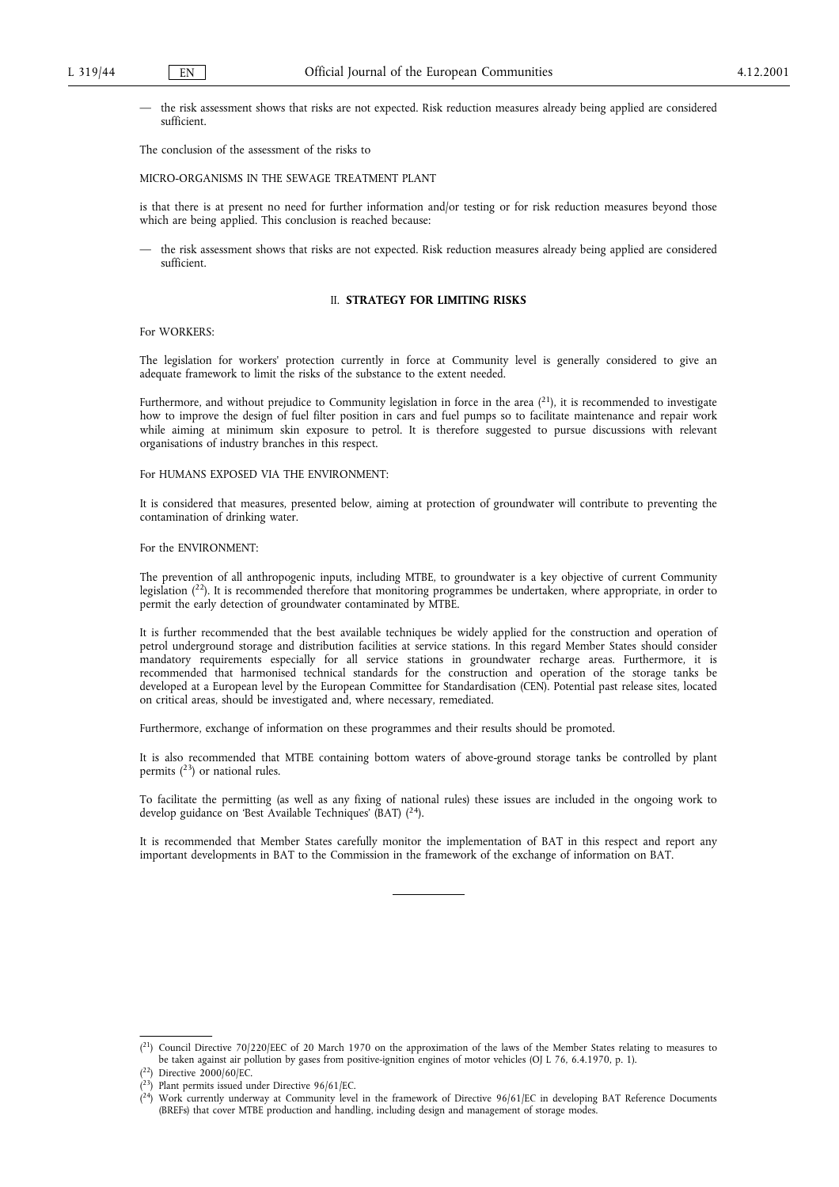— the risk assessment shows that risks are not expected. Risk reduction measures already being applied are considered sufficient.

The conclusion of the assessment of the risks to

MICRO-ORGANISMS IN THE SEWAGE TREATMENT PLANT

is that there is at present no need for further information and/or testing or for risk reduction measures beyond those which are being applied. This conclusion is reached because:

— the risk assessment shows that risks are not expected. Risk reduction measures already being applied are considered sufficient.

## II. STRATEGY FOR LIMITING RISKS

For WORKERS:

The legislation for workers' protection currently in force at Community level is generally considered to give an adequate framework to limit the risks of the substance to the extent needed.

Furthermore, and without prejudice to Community legislation in force in the area ([21]), it is recommended to investigate how to improve the design of fuel filter position in cars and fuel pumps so to facilitate maintenance and repair work while aiming at minimum skin exposure to petrol. It is therefore suggested to pursue discussions with relevant organisations of industry branches in this respect.

For HUMANS EXPOSED VIA THE ENVIRONMENT:

It is considered that measures, presented below, aiming at protection of groundwater will contribute to preventing the contamination of drinking water.

For the ENVIRONMENT:

The prevention of all anthropogenic inputs, including MTBE, to groundwater is a key objective of current Community legislation ([22]). It is recommended therefore that monitoring programmes be undertaken, where appropriate, in order to permit the early detection of groundwater contaminated by MTBE.

It is further recommended that the best available techniques be widely applied for the construction and operation of petrol underground storage and distribution facilities at service stations. In this regard Member States should consider mandatory requirements especially for all service stations in groundwater recharge areas. Furthermore, it is recommended that harmonised technical standards for the construction and operation of the storage tanks be developed at a European level by the European Committee for Standardisation (CEN). Potential past release sites, located on critical areas, should be investigated and, where necessary, remediated.

Furthermore, exchange of information on these programmes and their results should be promoted.

It is also recommended that MTBE containing bottom waters of above-ground storage tanks be controlled by plant permits ([23]) or national rules.

To facilitate the permitting (as well as any fixing of national rules) these issues are included in the ongoing work to develop guidance on 'Best Available Techniques' (BAT) ([24]).

It is recommended that Member States carefully monitor the implementation of BAT in this respect and report any important developments in BAT to the Commission in the framework of the exchange of information on BAT.

---

([21]) Council Directive 70/220/EEC of 20 March 1970 on the approximation of the laws of the Member States relating to measures to be taken against air pollution by gases from positive-ignition engines of motor vehicles (OJ L 76, 6.4.1970, p. 1).

([22]) Directive 2000/60/EC.

([23]) Plant permits issued under Directive 96/61/EC.

([24]) Work currently underway at Community level in the framework of Directive 96/61/EC in developing BAT Reference Documents (BREFs) that cover MTBE production and handling, including design and management of storage modes.